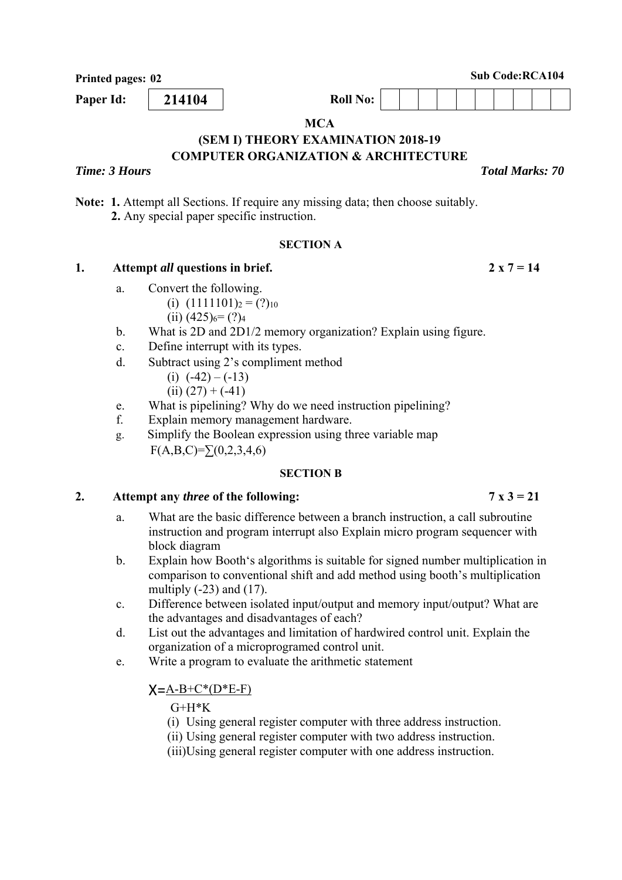**Printed pages: 02** **Sub Code:RCA104**

**Paper Id:** **214104** **Roll No:**

**MCA**

**(SEM I) THEORY EXAMINATION 2018-19**

**COMPUTER ORGANIZATION & ARCHITECTURE**

***Time: 3 Hours*** ***Total Marks: 70***

**Note:** **1.** Attempt all Sections. If require any missing data; then choose suitably.
**2.** Any special paper specific instruction.

**SECTION A**

**1. Attempt *all* questions in brief.** **2 x 7 = 14**

a. Convert the following.
   (i) $(1111101)_2 = (?)_{10}$
   (ii) $(425)_6 = (?)_4$

b. What is 2D and 2D1/2 memory organization? Explain using figure.

c. Define interrupt with its types.

d. Subtract using 2's compliment method
   (i) (-42) – (-13)
   (ii) (27) + (-41)

e. What is pipelining? Why do we need instruction pipelining?

f. Explain memory management hardware.

g. Simplify the Boolean expression using three variable map
   $F(A,B,C)=\sum(0,2,3,4,6)$

**SECTION B**

**2. Attempt any *three* of the following:** **7 x 3 = 21**

a. What are the basic difference between a branch instruction, a call subroutine instruction and program interrupt also Explain micro program sequencer with block diagram

b. Explain how Booth's algorithms is suitable for signed number multiplication in comparison to conventional shift and add method using booth's multiplication multiply (-23) and (17).

c. Difference between isolated input/output and memory input/output? What are the advantages and disadvantages of each?

d. List out the advantages and limitation of hardwired control unit. Explain the organization of a microprogramed control unit.

e. Write a program to evaluate the arithmetic statement

$$X=\frac{A-B+C*(D*E-F)}{G+H*K}$$

   (i) Using general register computer with three address instruction.
   (ii) Using general register computer with two address instruction.
   (iii) Using general register computer with one address instruction.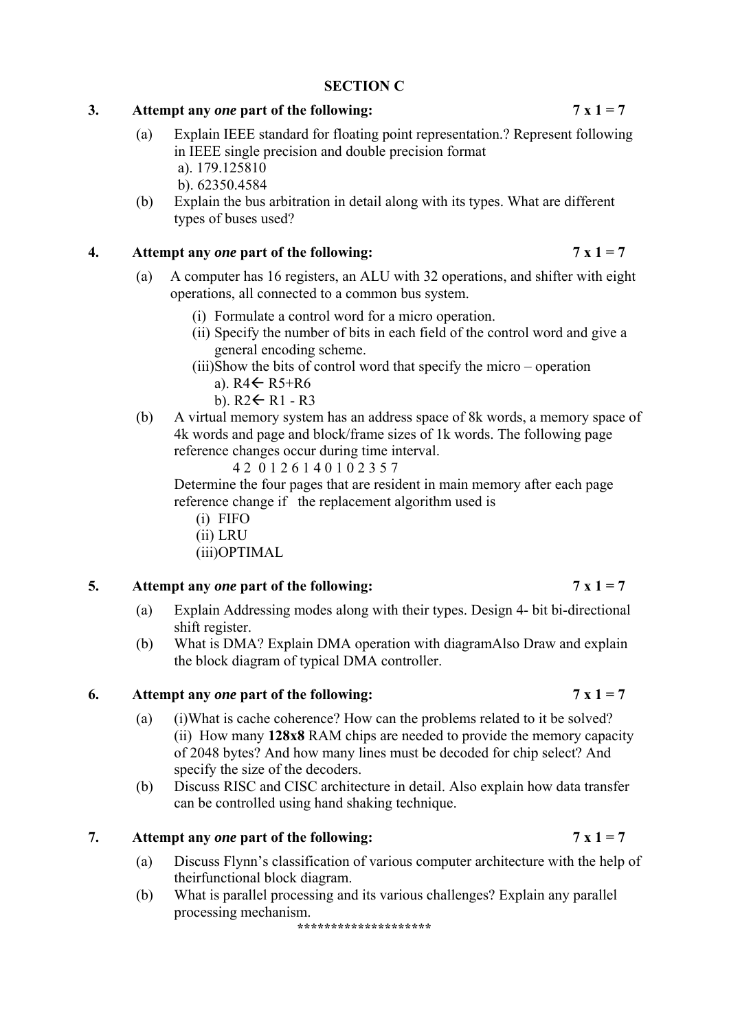## SECTION C

**3. Attempt any *one* part of the following: 7 x 1 = 7**

(a) Explain IEEE standard for floating point representation.? Represent following in IEEE single precision and double precision format

a). 179.125810

b). 62350.4584

(b) Explain the bus arbitration in detail along with its types. What are different types of buses used?

**4. Attempt any *one* part of the following: 7 x 1 = 7**

(a) A computer has 16 registers, an ALU with 32 operations, and shifter with eight operations, all connected to a common bus system.

(i) Formulate a control word for a micro operation.

(ii) Specify the number of bits in each field of the control word and give a general encoding scheme.

(iii)Show the bits of control word that specify the micro – operation

a). R4← R5+R6

b). R2← R1 - R3

(b) A virtual memory system has an address space of 8k words, a memory space of 4k words and page and block/frame sizes of 1k words. The following page reference changes occur during time interval.

4 2 0 1 2 6 1 4 0 1 0 2 3 5 7

Determine the four pages that are resident in main memory after each page reference change if the replacement algorithm used is

(i) FIFO

(ii) LRU

(iii)OPTIMAL

**5. Attempt any *one* part of the following: 7 x 1 = 7**

(a) Explain Addressing modes along with their types. Design 4- bit bi-directional shift register.

(b) What is DMA? Explain DMA operation with diagramAlso Draw and explain the block diagram of typical DMA controller.

**6. Attempt any *one* part of the following: 7 x 1 = 7**

(a) (i)What is cache coherence? How can the problems related to it be solved?

(ii) How many **128x8** RAM chips are needed to provide the memory capacity of 2048 bytes? And how many lines must be decoded for chip select? And specify the size of the decoders.

(b) Discuss RISC and CISC architecture in detail. Also explain how data transfer can be controlled using hand shaking technique.

**7. Attempt any *one* part of the following: 7 x 1 = 7**

(a) Discuss Flynn's classification of various computer architecture with the help of theirfunctional block diagram.

(b) What is parallel processing and its various challenges? Explain any parallel processing mechanism.

*******************